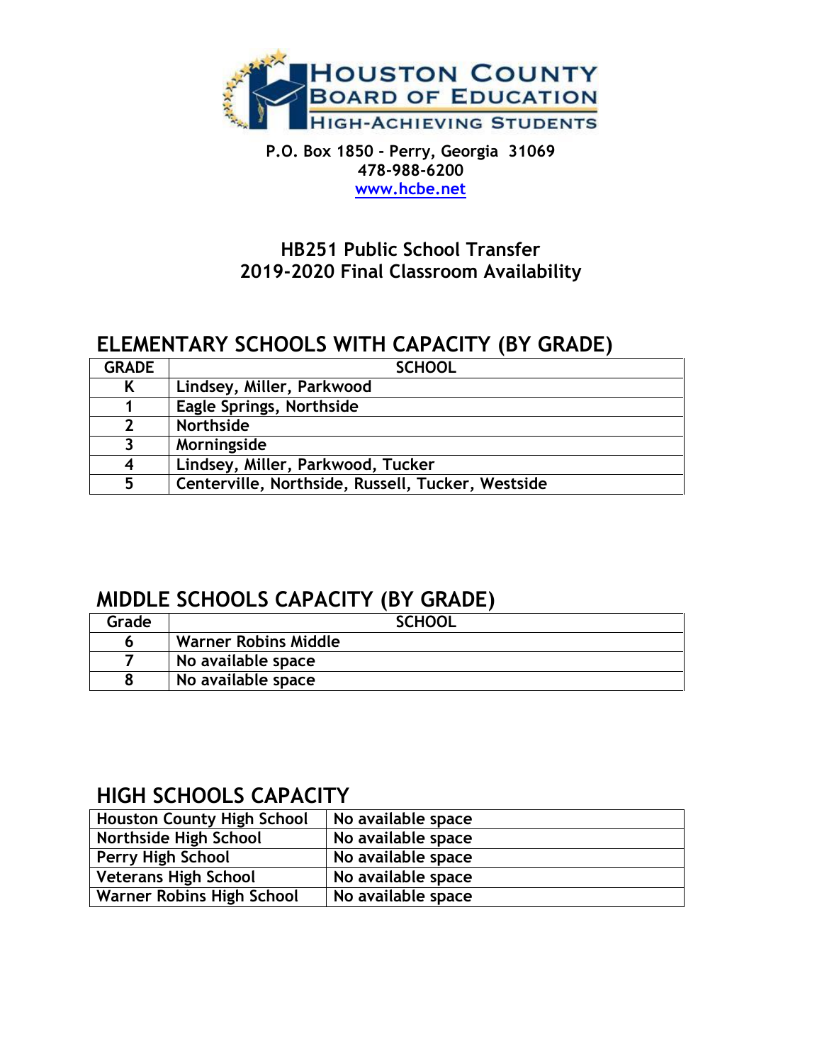# Houston County Board of Education

High-Achieving Students

**P.O. Box 1850 - Perry, Georgia 31069**
**478-988-6200**
**www.hcbe.net**

## HB251 Public School Transfer
## 2019-2020 Final Classroom Availability

## ELEMENTARY SCHOOLS WITH CAPACITY (BY GRADE)

| GRADE | SCHOOL |
|---|---|
| K | Lindsey, Miller, Parkwood |
| 1 | Eagle Springs, Northside |
| 2 | Northside |
| 3 | Morningside |
| 4 | Lindsey, Miller, Parkwood, Tucker |
| 5 | Centerville, Northside, Russell, Tucker, Westside |

## MIDDLE SCHOOLS CAPACITY (BY GRADE)

| Grade | SCHOOL |
|---|---|
| 6 | Warner Robins Middle |
| 7 | No available space |
| 8 | No available space |

## HIGH SCHOOLS CAPACITY

| | |
|---|---|
| Houston County High School | No available space |
| Northside High School | No available space |
| Perry High School | No available space |
| Veterans High School | No available space |
| Warner Robins High School | No available space |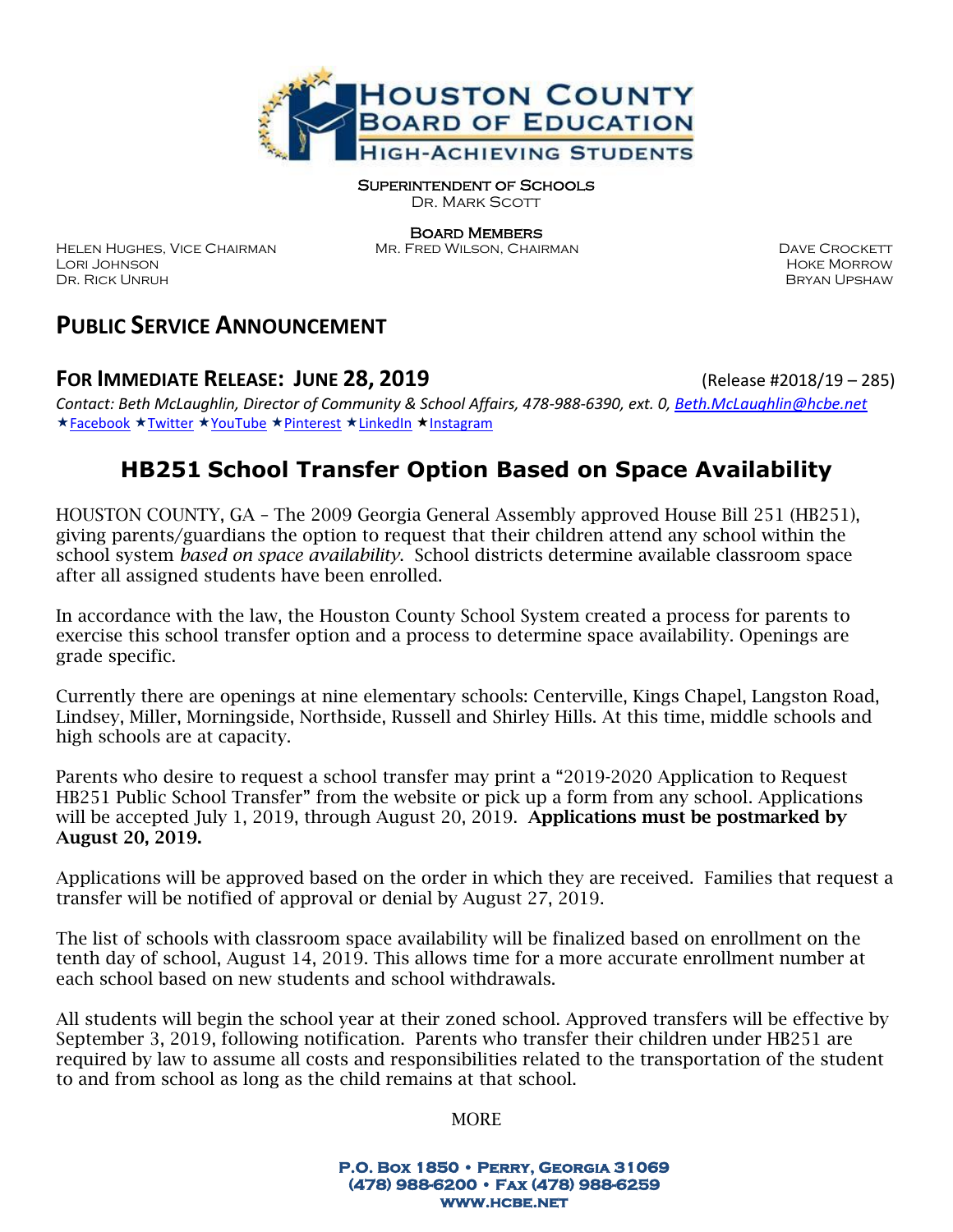Superintendent of Schools
Dr. Mark Scott

Board Members

Helen Hughes, Vice Chairman
Lori Johnson
Dr. Rick Unruh

Mr. Fred Wilson, Chairman

Dave Crockett
Hoke Morrow
Bryan Upshaw

## PUBLIC SERVICE ANNOUNCEMENT

### FOR IMMEDIATE RELEASE: JUNE 28, 2019 (Release #2018/19 – 285)

*Contact: Beth McLaughlin, Director of Community & School Affairs, 478-988-6390, ext. 0, Beth.McLaughlin@hcbe.net*
★Facebook ★Twitter ★YouTube ★Pinterest ★LinkedIn ★Instagram

## HB251 School Transfer Option Based on Space Availability

HOUSTON COUNTY, GA – The 2009 Georgia General Assembly approved House Bill 251 (HB251), giving parents/guardians the option to request that their children attend any school within the school system *based on space availability*. School districts determine available classroom space after all assigned students have been enrolled.

In accordance with the law, the Houston County School System created a process for parents to exercise this school transfer option and a process to determine space availability. Openings are grade specific.

Currently there are openings at nine elementary schools: Centerville, Kings Chapel, Langston Road, Lindsey, Miller, Morningside, Northside, Russell and Shirley Hills. At this time, middle schools and high schools are at capacity.

Parents who desire to request a school transfer may print a "2019-2020 Application to Request HB251 Public School Transfer" from the website or pick up a form from any school. Applications will be accepted July 1, 2019, through August 20, 2019. **Applications must be postmarked by August 20, 2019.**

Applications will be approved based on the order in which they are received. Families that request a transfer will be notified of approval or denial by August 27, 2019.

The list of schools with classroom space availability will be finalized based on enrollment on the tenth day of school, August 14, 2019. This allows time for a more accurate enrollment number at each school based on new students and school withdrawals.

All students will begin the school year at their zoned school. Approved transfers will be effective by September 3, 2019, following notification. Parents who transfer their children under HB251 are required by law to assume all costs and responsibilities related to the transportation of the student to and from school as long as the child remains at that school.

MORE

P.O. Box 1850 • Perry, Georgia 31069
(478) 988-6200 • Fax (478) 988-6259
www.hcbe.net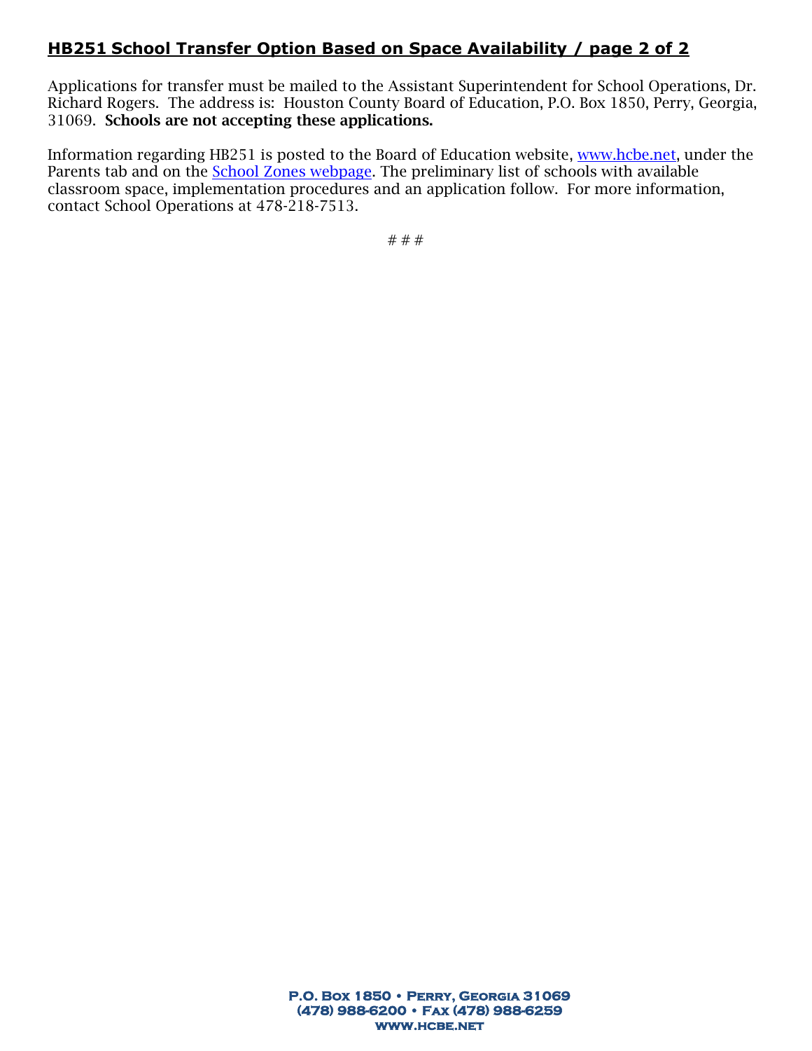## HB251 School Transfer Option Based on Space Availability / page 2 of 2

Applications for transfer must be mailed to the Assistant Superintendent for School Operations, Dr. Richard Rogers. The address is: Houston County Board of Education, P.O. Box 1850, Perry, Georgia, 31069. **Schools are not accepting these applications.**

Information regarding HB251 is posted to the Board of Education website, [www.hcbe.net](http://www.hcbe.net), under the Parents tab and on the [School Zones webpage](). The preliminary list of schools with available classroom space, implementation procedures and an application follow. For more information, contact School Operations at 478-218-7513.

# # #

P.O. Box 1850 • Perry, Georgia 31069
(478) 988-6200 • Fax (478) 988-6259
www.hcbe.net